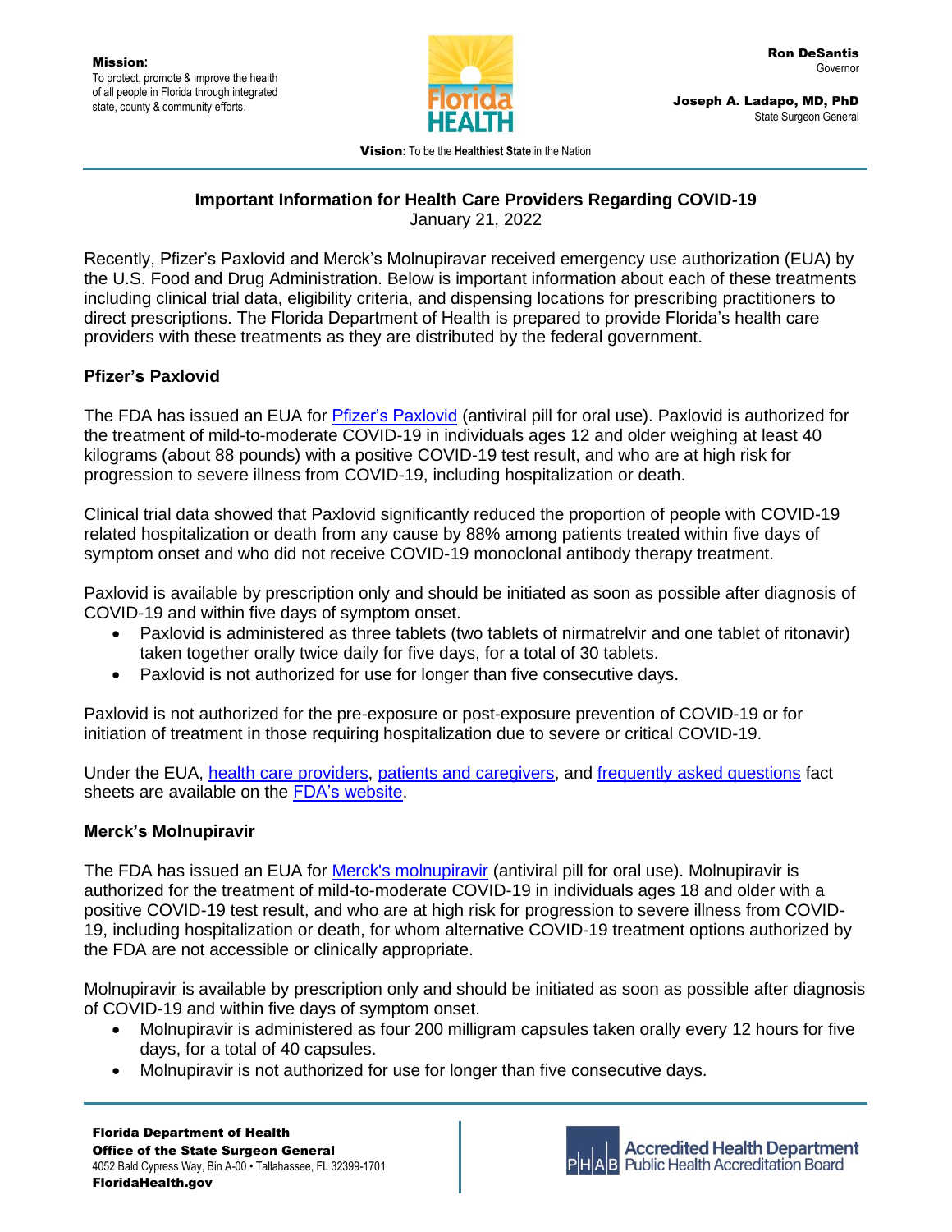**Mission**:
To protect, promote & improve the health of all people in Florida through integrated state, county & community efforts.

**Ron DeSantis**
Governor

**Joseph A. Ladapo, MD, PhD**
State Surgeon General

**Vision**: To be the **Healthiest State** in the Nation

## Important Information for Health Care Providers Regarding COVID-19

January 21, 2022

Recently, Pfizer's Paxlovid and Merck's Molnupiravar received emergency use authorization (EUA) by the U.S. Food and Drug Administration. Below is important information about each of these treatments including clinical trial data, eligibility criteria, and dispensing locations for prescribing practitioners to direct prescriptions. The Florida Department of Health is prepared to provide Florida's health care providers with these treatments as they are distributed by the federal government.

### Pfizer's Paxlovid

The FDA has issued an EUA for Pfizer's Paxlovid (antiviral pill for oral use). Paxlovid is authorized for the treatment of mild-to-moderate COVID-19 in individuals ages 12 and older weighing at least 40 kilograms (about 88 pounds) with a positive COVID-19 test result, and who are at high risk for progression to severe illness from COVID-19, including hospitalization or death.

Clinical trial data showed that Paxlovid significantly reduced the proportion of people with COVID-19 related hospitalization or death from any cause by 88% among patients treated within five days of symptom onset and who did not receive COVID-19 monoclonal antibody therapy treatment.

Paxlovid is available by prescription only and should be initiated as soon as possible after diagnosis of COVID-19 and within five days of symptom onset.

- Paxlovid is administered as three tablets (two tablets of nirmatrelvir and one tablet of ritonavir) taken together orally twice daily for five days, for a total of 30 tablets.
- Paxlovid is not authorized for use for longer than five consecutive days.

Paxlovid is not authorized for the pre-exposure or post-exposure prevention of COVID-19 or for initiation of treatment in those requiring hospitalization due to severe or critical COVID-19.

Under the EUA, health care providers, patients and caregivers, and frequently asked questions fact sheets are available on the FDA's website.

### Merck's Molnupiravir

The FDA has issued an EUA for Merck's molnupiravir (antiviral pill for oral use). Molnupiravir is authorized for the treatment of mild-to-moderate COVID-19 in individuals ages 18 and older with a positive COVID-19 test result, and who are at high risk for progression to severe illness from COVID-19, including hospitalization or death, for whom alternative COVID-19 treatment options authorized by the FDA are not accessible or clinically appropriate.

Molnupiravir is available by prescription only and should be initiated as soon as possible after diagnosis of COVID-19 and within five days of symptom onset.

- Molnupiravir is administered as four 200 milligram capsules taken orally every 12 hours for five days, for a total of 40 capsules.
- Molnupiravir is not authorized for use for longer than five consecutive days.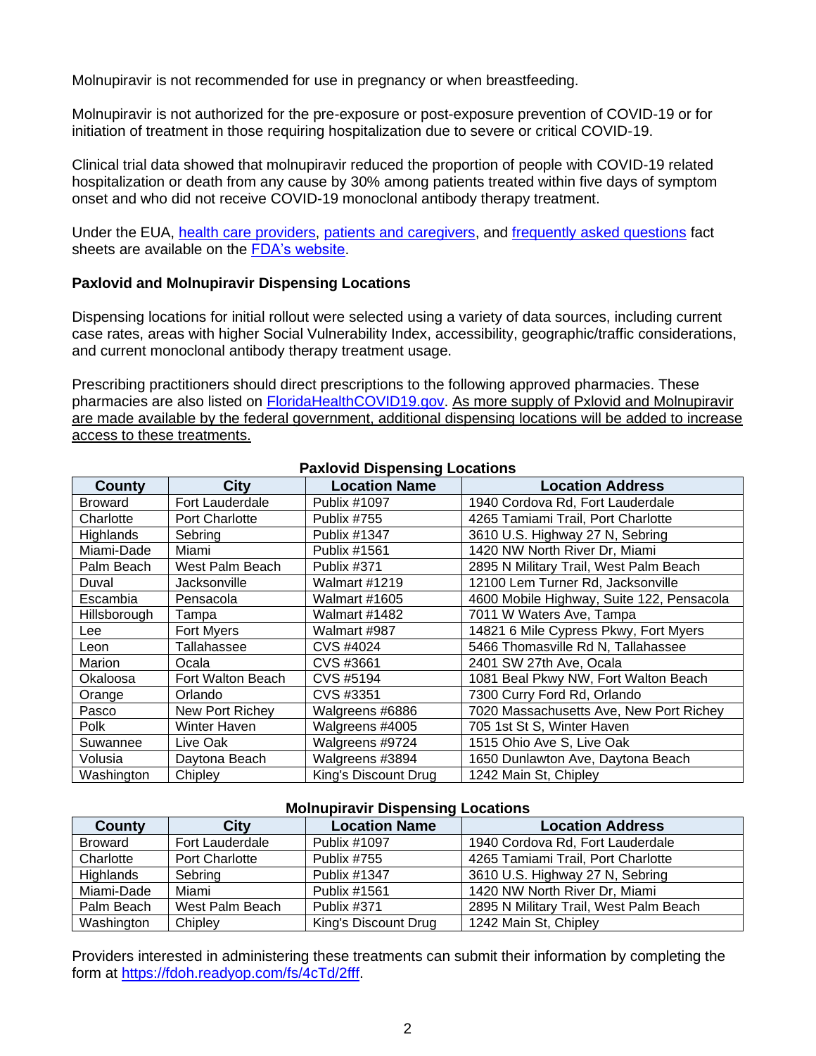Molnupiravir is not recommended for use in pregnancy or when breastfeeding.

Molnupiravir is not authorized for the pre-exposure or post-exposure prevention of COVID-19 or for initiation of treatment in those requiring hospitalization due to severe or critical COVID-19.

Clinical trial data showed that molnupiravir reduced the proportion of people with COVID-19 related hospitalization or death from any cause by 30% among patients treated within five days of symptom onset and who did not receive COVID-19 monoclonal antibody therapy treatment.

Under the EUA, [health care providers](), [patients and caregivers](), and [frequently asked questions]() fact sheets are available on the [FDA's website]().

**Paxlovid and Molnupiravir Dispensing Locations**

Dispensing locations for initial rollout were selected using a variety of data sources, including current case rates, areas with higher Social Vulnerability Index, accessibility, geographic/traffic considerations, and current monoclonal antibody therapy treatment usage.

Prescribing practitioners should direct prescriptions to the following approved pharmacies. These pharmacies are also listed on [FloridaHealthCOVID19.gov](). As more supply of Pxlovid and Molnupiravir are made available by the federal government, additional dispensing locations will be added to increase access to these treatments.

**Paxlovid Dispensing Locations**

| County | City | Location Name | Location Address |
|---|---|---|---|
| Broward | Fort Lauderdale | Publix #1097 | 1940 Cordova Rd, Fort Lauderdale |
| Charlotte | Port Charlotte | Publix #755 | 4265 Tamiami Trail, Port Charlotte |
| Highlands | Sebring | Publix #1347 | 3610 U.S. Highway 27 N, Sebring |
| Miami-Dade | Miami | Publix #1561 | 1420 NW North River Dr, Miami |
| Palm Beach | West Palm Beach | Publix #371 | 2895 N Military Trail, West Palm Beach |
| Duval | Jacksonville | Walmart #1219 | 12100 Lem Turner Rd, Jacksonville |
| Escambia | Pensacola | Walmart #1605 | 4600 Mobile Highway, Suite 122, Pensacola |
| Hillsborough | Tampa | Walmart #1482 | 7011 W Waters Ave, Tampa |
| Lee | Fort Myers | Walmart #987 | 14821 6 Mile Cypress Pkwy, Fort Myers |
| Leon | Tallahassee | CVS #4024 | 5466 Thomasville Rd N, Tallahassee |
| Marion | Ocala | CVS #3661 | 2401 SW 27th Ave, Ocala |
| Okaloosa | Fort Walton Beach | CVS #5194 | 1081 Beal Pkwy NW, Fort Walton Beach |
| Orange | Orlando | CVS #3351 | 7300 Curry Ford Rd, Orlando |
| Pasco | New Port Richey | Walgreens #6886 | 7020 Massachusetts Ave, New Port Richey |
| Polk | Winter Haven | Walgreens #4005 | 705 1st St S, Winter Haven |
| Suwannee | Live Oak | Walgreens #9724 | 1515 Ohio Ave S, Live Oak |
| Volusia | Daytona Beach | Walgreens #3894 | 1650 Dunlawton Ave, Daytona Beach |
| Washington | Chipley | King's Discount Drug | 1242 Main St, Chipley |

**Molnupiravir Dispensing Locations**

| County | City | Location Name | Location Address |
|---|---|---|---|
| Broward | Fort Lauderdale | Publix #1097 | 1940 Cordova Rd, Fort Lauderdale |
| Charlotte | Port Charlotte | Publix #755 | 4265 Tamiami Trail, Port Charlotte |
| Highlands | Sebring | Publix #1347 | 3610 U.S. Highway 27 N, Sebring |
| Miami-Dade | Miami | Publix #1561 | 1420 NW North River Dr, Miami |
| Palm Beach | West Palm Beach | Publix #371 | 2895 N Military Trail, West Palm Beach |
| Washington | Chipley | King's Discount Drug | 1242 Main St, Chipley |

Providers interested in administering these treatments can submit their information by completing the form at [https://fdoh.readyop.com/fs/4cTd/2fff](https://fdoh.readyop.com/fs/4cTd/2fff).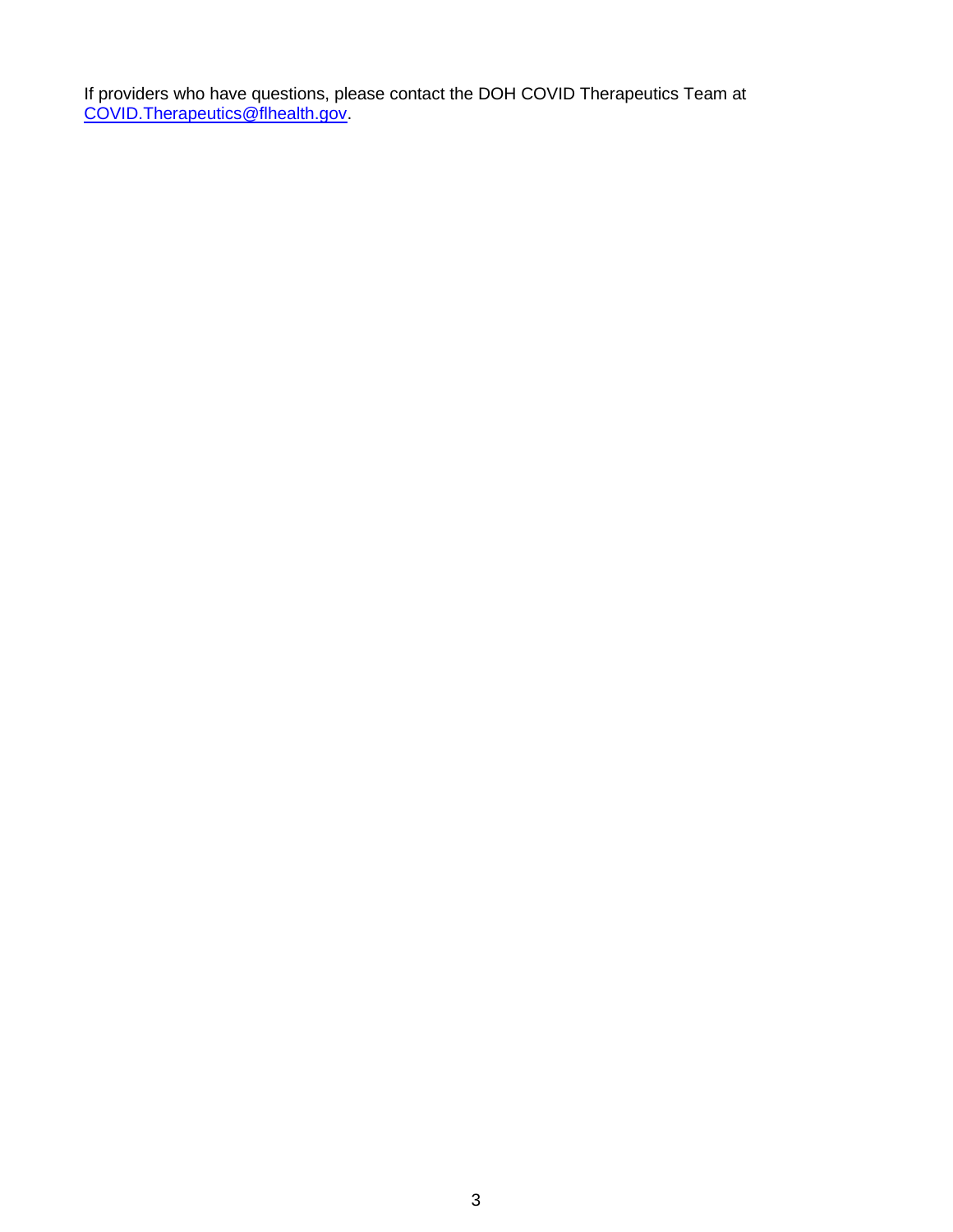If providers who have questions, please contact the DOH COVID Therapeutics Team at [COVID.Therapeutics@flhealth.gov](mailto:COVID.Therapeutics@flhealth.gov).